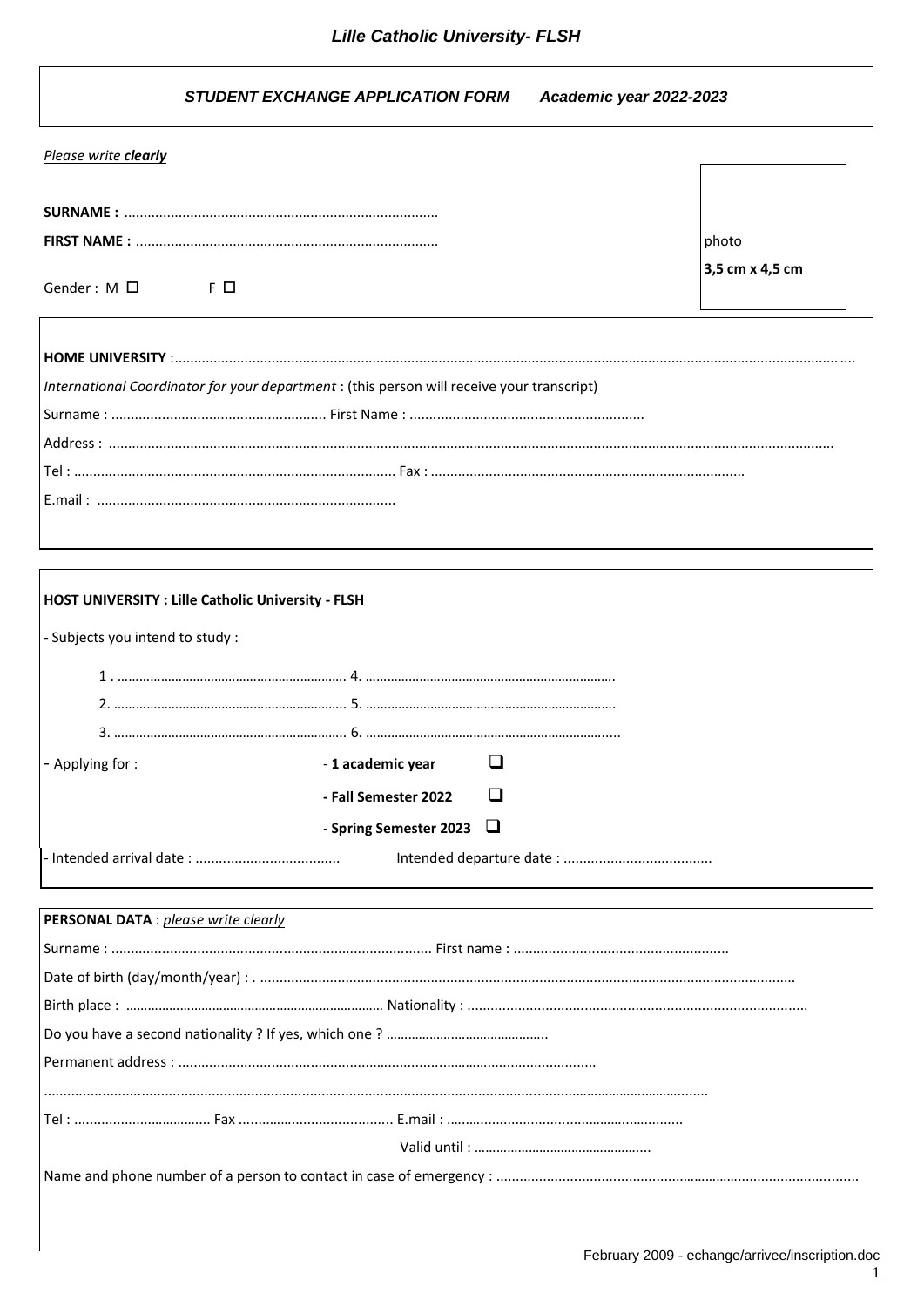# *Lille Catholic University- FLSH*

***STUDENT EXCHANGE APPLICATION FORM      Academic year 2022-2023***

*Please write **clearly***

**SURNAME :** ...............................................................................

**FIRST NAME :** ...........................................................................

Gender : M ☐      F ☐

photo
**3,5 cm x 4,5 cm**

**HOME UNIVERSITY** :.......................................................................................................................................................................

*International Coordinator for your department* : (this person will receive your transcript)

Surname : ...................................................... First Name : ..........................................................

Address : ....................................................................................................................................................................

Tel : .................................................................................. Fax : ...............................................................................

E.mail : ...........................................................................

**HOST UNIVERSITY : Lille Catholic University - FLSH**

- Subjects you intend to study :

1 . .............................................................. 4. ....................................................................
2. ............................................................... 5. ....................................................................
3. ............................................................... 6. .....................................................................

- Applying for :
  - **1 academic year** ☐
  - **Fall Semester 2022** ☐
  - **Spring Semester 2023** ☐

- Intended arrival date : .....................................      Intended departure date : ......................................

**PERSONAL DATA** : *please write clearly*

Surname : ................................................................................ First name : ......................................................

Date of birth (day/month/year) : . ......................................................................................................................

Birth place : ....................................................................... Nationality : .....................................................................................

Do you have a second nationality ? If yes, which one ? ............................................

Permanent address : ...........................................................................................................

....................................................................................................................................................................

Tel : ................................... Fax ........................................ E.mail : ............................................................

Valid until : ................................................

Name and phone number of a person to contact in case of emergency : ...........................................................................................

February 2009 - echange/arrivee/inscription.doc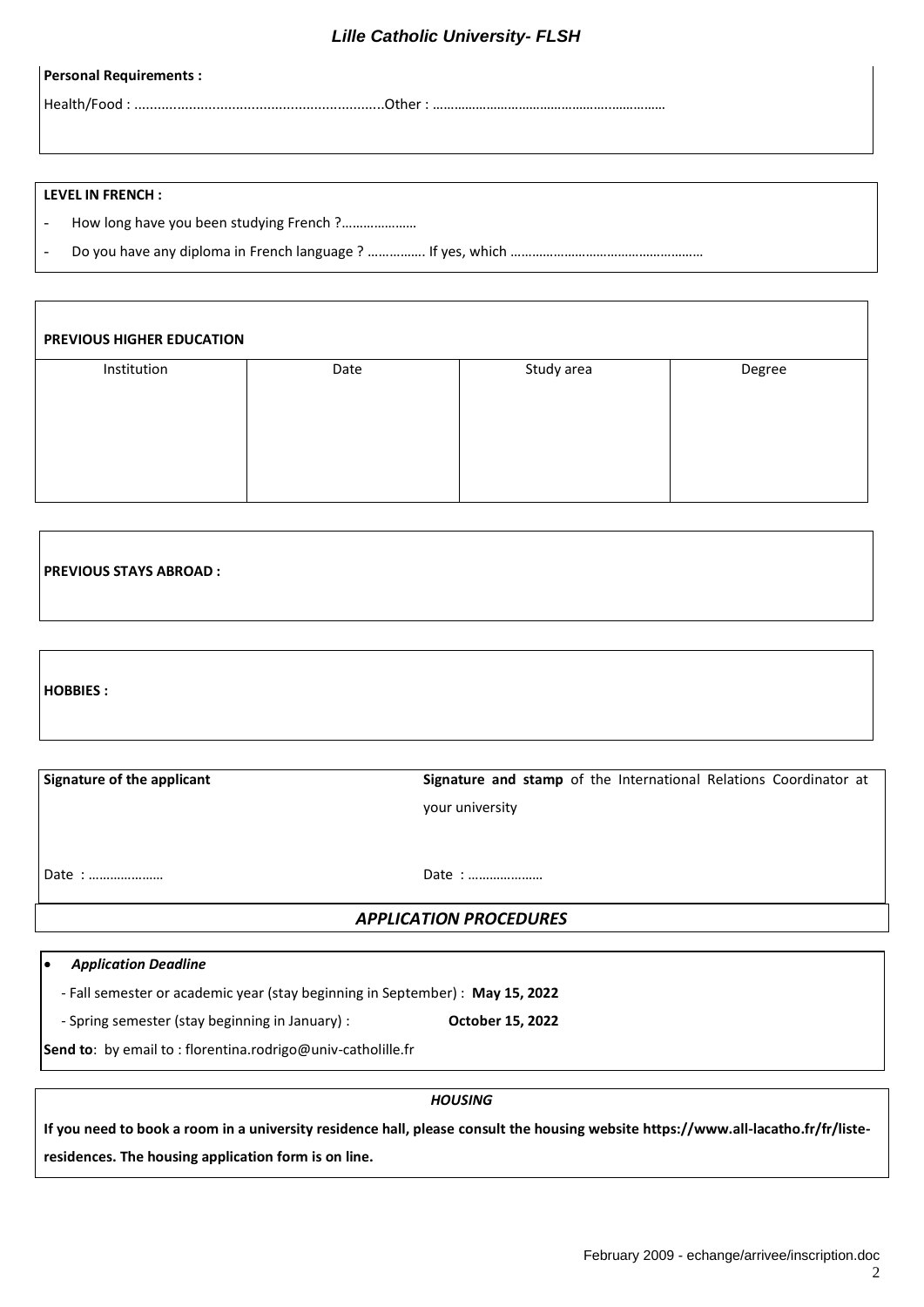**Personal Requirements :**

Health/Food : ................................................................Other : …………………………………………………………

**LEVEL IN FRENCH :**

- How long have you been studying French ?…………………
- Do you have any diploma in French language ? ……………. If yes, which ………………………………………………

**PREVIOUS HIGHER EDUCATION**

| Institution | Date | Study area | Degree |
|---|---|---|---|
| | | | |

**PREVIOUS STAYS ABROAD :**

**HOBBIES :**

| Signature of the applicant | **Signature and stamp** of the International Relations Coordinator at your university |
|---|---|
| Date : ………………… | Date : ………………… |

## *APPLICATION PROCEDURES*

- ***Application Deadline***

 - Fall semester or academic year (stay beginning in September) : **May 15, 2022**

 - Spring semester (stay beginning in January) : **October 15, 2022**

**Send to**: by email to : florentina.rodrigo@univ-catholille.fr

***HOUSING***

**If you need to book a room in a university residence hall, please consult the housing website https://www.all-lacatho.fr/fr/liste-residences. The housing application form is on line.**

February 2009 - echange/arrivee/inscription.doc